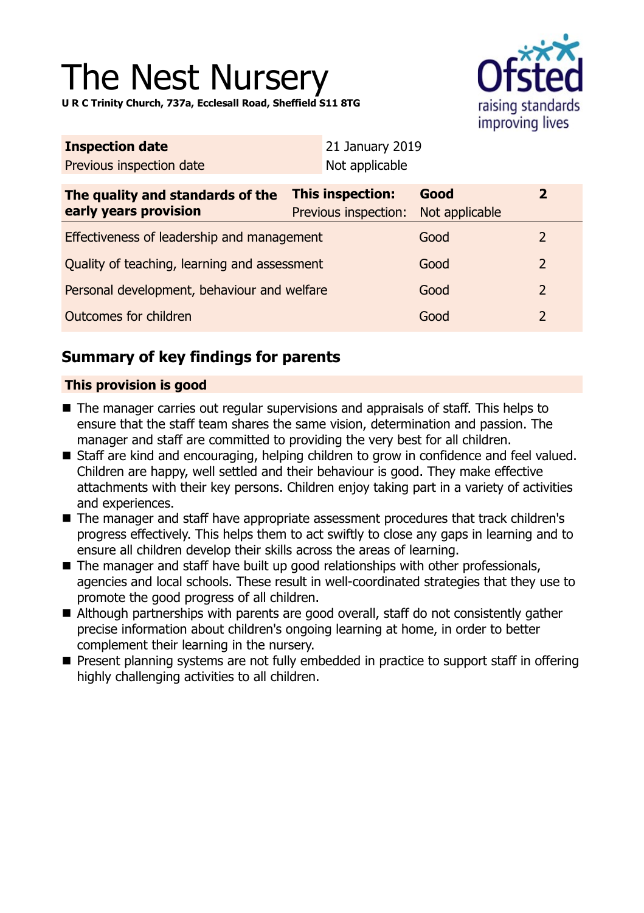# The Nest Nursery

**U R C Trinity Church, 737a, Ecclesall Road, Sheffield S11 8TG**

| **Inspection date** | 21 January 2019 |
| --- | --- |
| Previous inspection date | Not applicable |

| **The quality and standards of the early years provision** | **This inspection:** | **Good** | **2** |
| --- | --- | --- | --- |
| | Previous inspection: | Not applicable | |
| Effectiveness of leadership and management | | Good | 2 |
| Quality of teaching, learning and assessment | | Good | 2 |
| Personal development, behaviour and welfare | | Good | 2 |
| Outcomes for children | | Good | 2 |

## Summary of key findings for parents

**This provision is good**

- The manager carries out regular supervisions and appraisals of staff. This helps to ensure that the staff team shares the same vision, determination and passion. The manager and staff are committed to providing the very best for all children.
- Staff are kind and encouraging, helping children to grow in confidence and feel valued. Children are happy, well settled and their behaviour is good. They make effective attachments with their key persons. Children enjoy taking part in a variety of activities and experiences.
- The manager and staff have appropriate assessment procedures that track children's progress effectively. This helps them to act swiftly to close any gaps in learning and to ensure all children develop their skills across the areas of learning.
- The manager and staff have built up good relationships with other professionals, agencies and local schools. These result in well-coordinated strategies that they use to promote the good progress of all children.
- Although partnerships with parents are good overall, staff do not consistently gather precise information about children's ongoing learning at home, in order to better complement their learning in the nursery.
- Present planning systems are not fully embedded in practice to support staff in offering highly challenging activities to all children.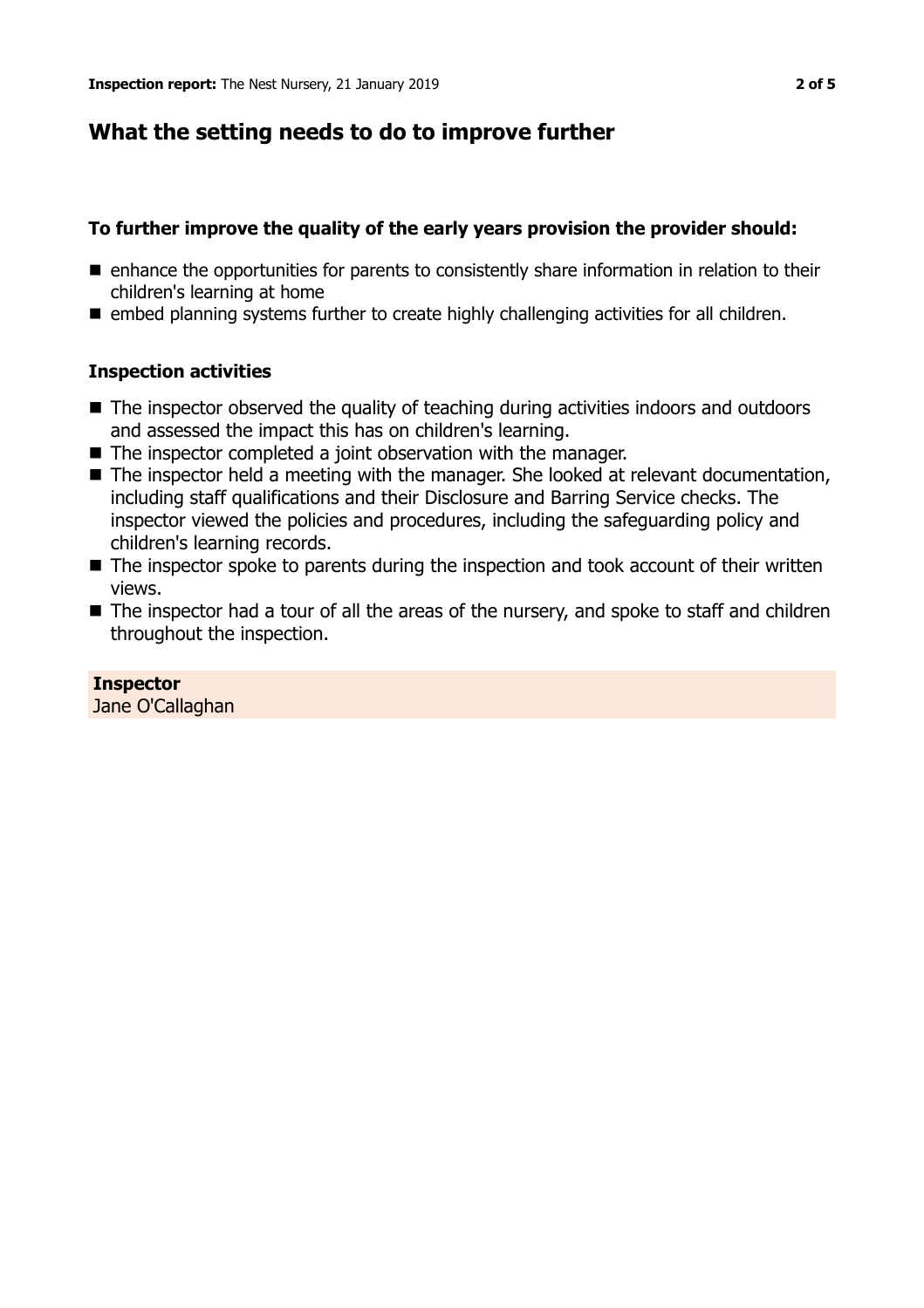## What the setting needs to do to improve further

### To further improve the quality of the early years provision the provider should:

- enhance the opportunities for parents to consistently share information in relation to their children's learning at home
- embed planning systems further to create highly challenging activities for all children.

### Inspection activities

- The inspector observed the quality of teaching during activities indoors and outdoors and assessed the impact this has on children's learning.
- The inspector completed a joint observation with the manager.
- The inspector held a meeting with the manager. She looked at relevant documentation, including staff qualifications and their Disclosure and Barring Service checks. The inspector viewed the policies and procedures, including the safeguarding policy and children's learning records.
- The inspector spoke to parents during the inspection and took account of their written views.
- The inspector had a tour of all the areas of the nursery, and spoke to staff and children throughout the inspection.

**Inspector**
Jane O'Callaghan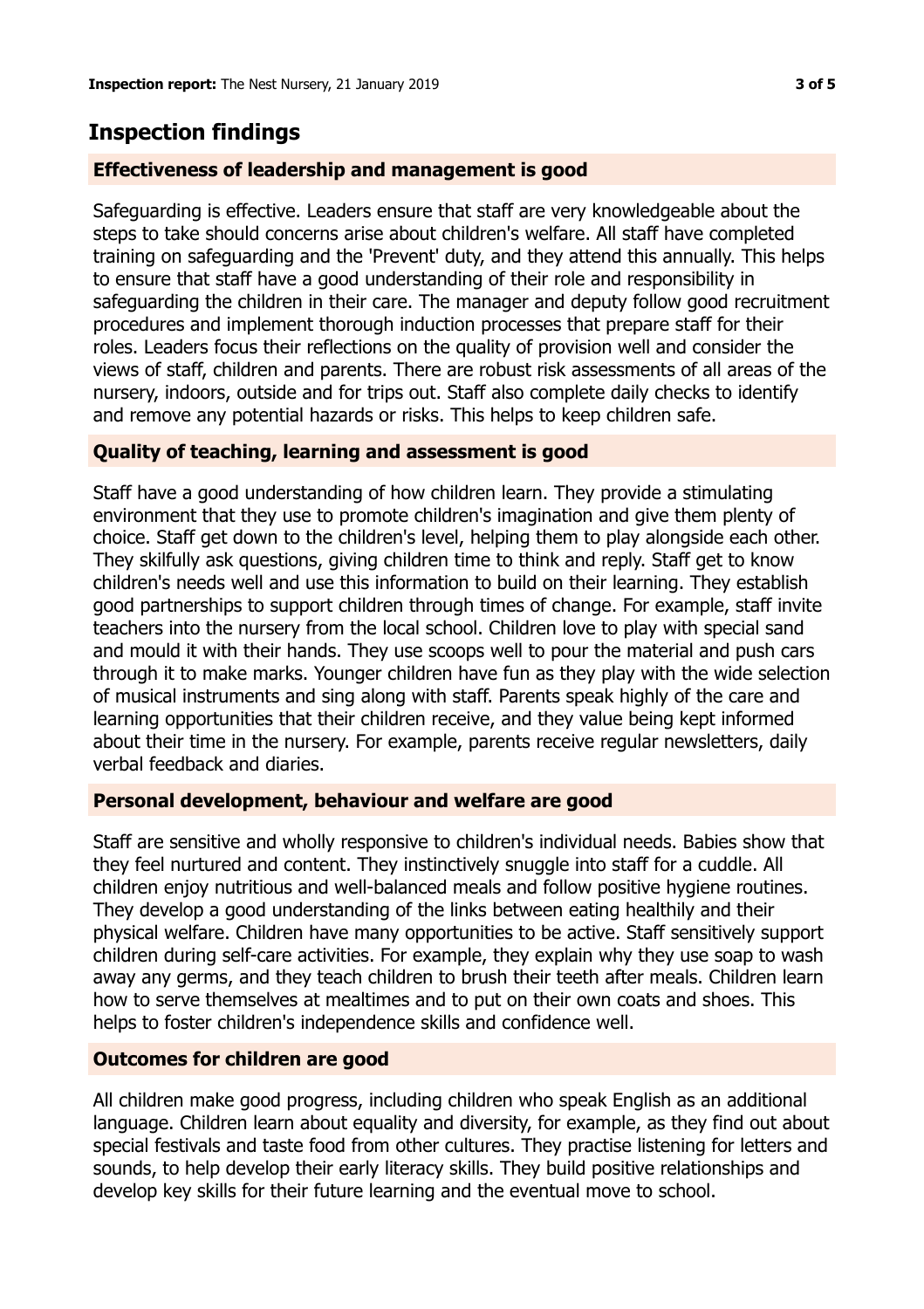# Inspection findings

## Effectiveness of leadership and management is good

Safeguarding is effective. Leaders ensure that staff are very knowledgeable about the steps to take should concerns arise about children's welfare. All staff have completed training on safeguarding and the 'Prevent' duty, and they attend this annually. This helps to ensure that staff have a good understanding of their role and responsibility in safeguarding the children in their care. The manager and deputy follow good recruitment procedures and implement thorough induction processes that prepare staff for their roles. Leaders focus their reflections on the quality of provision well and consider the views of staff, children and parents. There are robust risk assessments of all areas of the nursery, indoors, outside and for trips out. Staff also complete daily checks to identify and remove any potential hazards or risks. This helps to keep children safe.

## Quality of teaching, learning and assessment is good

Staff have a good understanding of how children learn. They provide a stimulating environment that they use to promote children's imagination and give them plenty of choice. Staff get down to the children's level, helping them to play alongside each other. They skilfully ask questions, giving children time to think and reply. Staff get to know children's needs well and use this information to build on their learning. They establish good partnerships to support children through times of change. For example, staff invite teachers into the nursery from the local school. Children love to play with special sand and mould it with their hands. They use scoops well to pour the material and push cars through it to make marks. Younger children have fun as they play with the wide selection of musical instruments and sing along with staff. Parents speak highly of the care and learning opportunities that their children receive, and they value being kept informed about their time in the nursery. For example, parents receive regular newsletters, daily verbal feedback and diaries.

## Personal development, behaviour and welfare are good

Staff are sensitive and wholly responsive to children's individual needs. Babies show that they feel nurtured and content. They instinctively snuggle into staff for a cuddle. All children enjoy nutritious and well-balanced meals and follow positive hygiene routines. They develop a good understanding of the links between eating healthily and their physical welfare. Children have many opportunities to be active. Staff sensitively support children during self-care activities. For example, they explain why they use soap to wash away any germs, and they teach children to brush their teeth after meals. Children learn how to serve themselves at mealtimes and to put on their own coats and shoes. This helps to foster children's independence skills and confidence well.

## Outcomes for children are good

All children make good progress, including children who speak English as an additional language. Children learn about equality and diversity, for example, as they find out about special festivals and taste food from other cultures. They practise listening for letters and sounds, to help develop their early literacy skills. They build positive relationships and develop key skills for their future learning and the eventual move to school.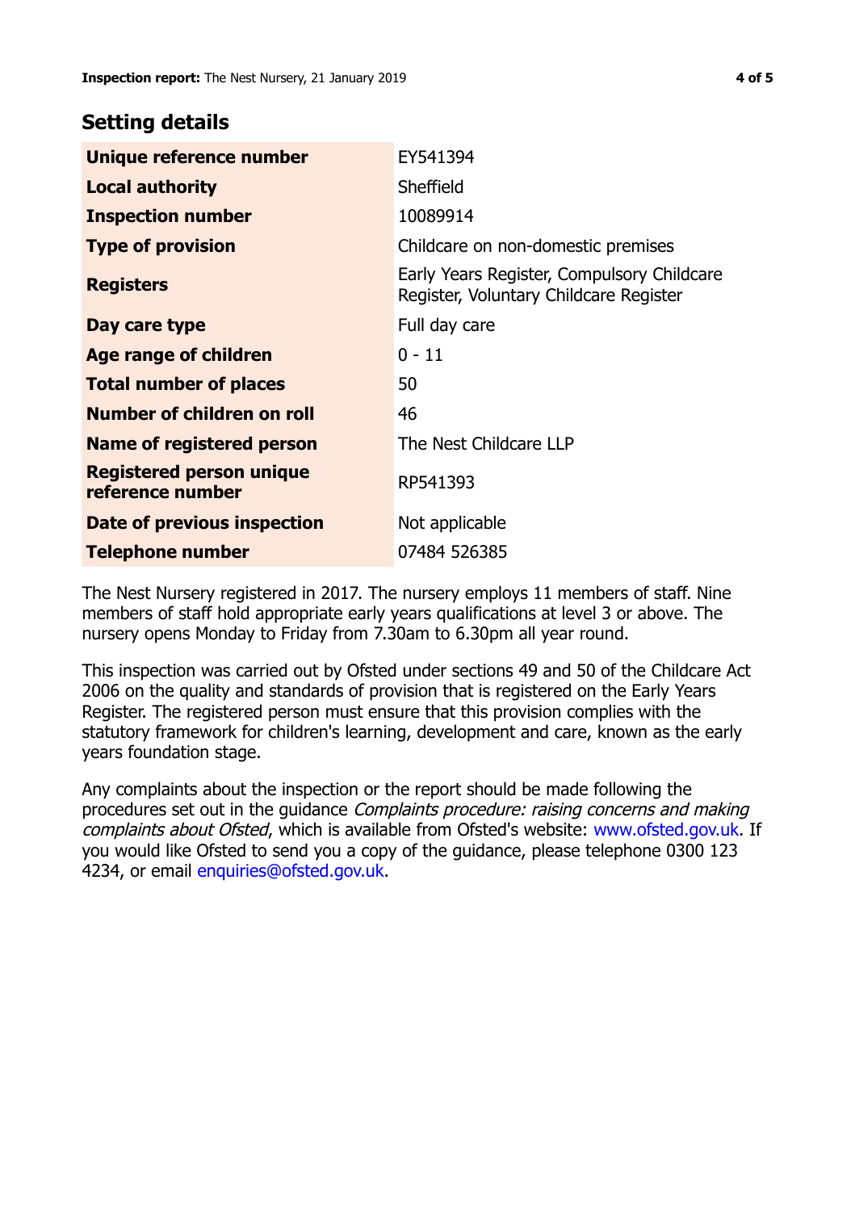## Setting details

| | |
|---|---|
| **Unique reference number** | EY541394 |
| **Local authority** | Sheffield |
| **Inspection number** | 10089914 |
| **Type of provision** | Childcare on non-domestic premises |
| **Registers** | Early Years Register, Compulsory Childcare Register, Voluntary Childcare Register |
| **Day care type** | Full day care |
| **Age range of children** | 0 - 11 |
| **Total number of places** | 50 |
| **Number of children on roll** | 46 |
| **Name of registered person** | The Nest Childcare LLP |
| **Registered person unique reference number** | RP541393 |
| **Date of previous inspection** | Not applicable |
| **Telephone number** | 07484 526385 |

The Nest Nursery registered in 2017. The nursery employs 11 members of staff. Nine members of staff hold appropriate early years qualifications at level 3 or above. The nursery opens Monday to Friday from 7.30am to 6.30pm all year round.

This inspection was carried out by Ofsted under sections 49 and 50 of the Childcare Act 2006 on the quality and standards of provision that is registered on the Early Years Register. The registered person must ensure that this provision complies with the statutory framework for children's learning, development and care, known as the early years foundation stage.

Any complaints about the inspection or the report should be made following the procedures set out in the guidance *Complaints procedure: raising concerns and making complaints about Ofsted*, which is available from Ofsted's website: www.ofsted.gov.uk. If you would like Ofsted to send you a copy of the guidance, please telephone 0300 123 4234, or email enquiries@ofsted.gov.uk.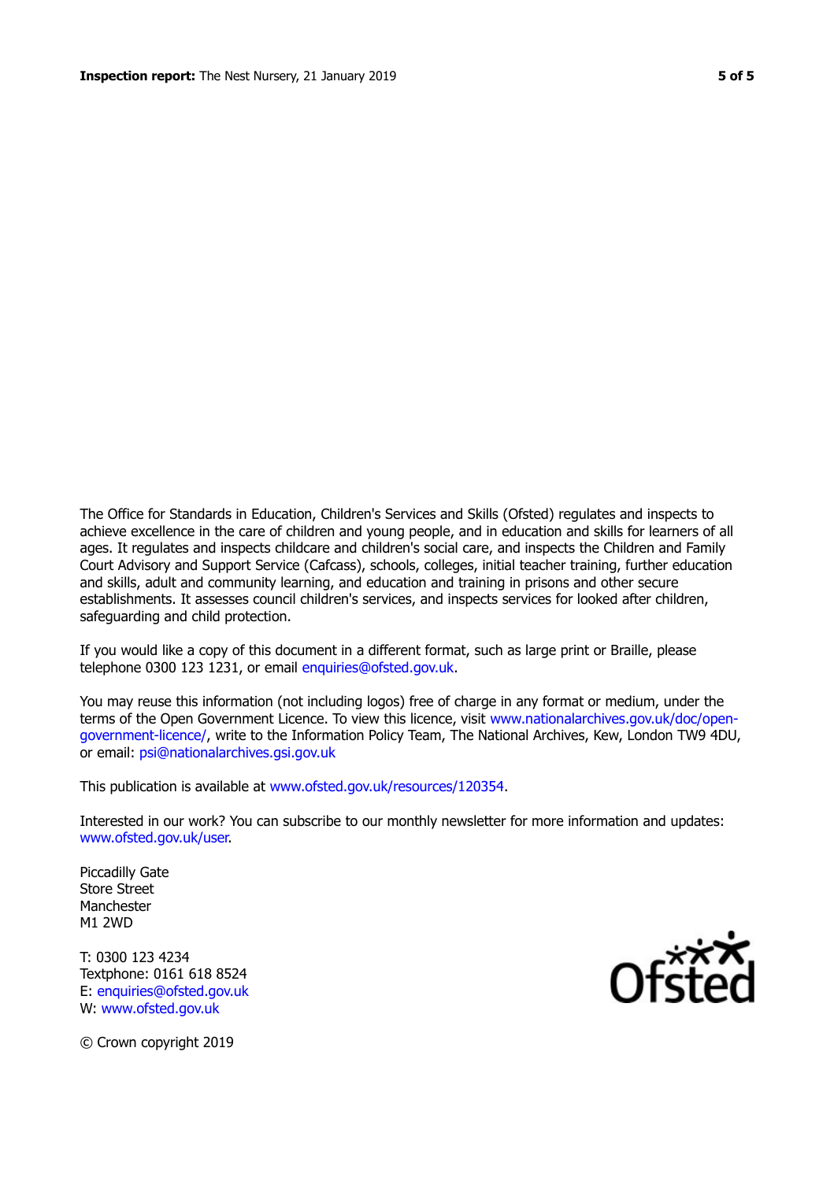The Office for Standards in Education, Children's Services and Skills (Ofsted) regulates and inspects to achieve excellence in the care of children and young people, and in education and skills for learners of all ages. It regulates and inspects childcare and children's social care, and inspects the Children and Family Court Advisory and Support Service (Cafcass), schools, colleges, initial teacher training, further education and skills, adult and community learning, and education and training in prisons and other secure establishments. It assesses council children's services, and inspects services for looked after children, safeguarding and child protection.

If you would like a copy of this document in a different format, such as large print or Braille, please telephone 0300 123 1231, or email enquiries@ofsted.gov.uk.

You may reuse this information (not including logos) free of charge in any format or medium, under the terms of the Open Government Licence. To view this licence, visit www.nationalarchives.gov.uk/doc/open-government-licence/, write to the Information Policy Team, The National Archives, Kew, London TW9 4DU, or email: psi@nationalarchives.gsi.gov.uk

This publication is available at www.ofsted.gov.uk/resources/120354.

Interested in our work? You can subscribe to our monthly newsletter for more information and updates: www.ofsted.gov.uk/user.

Piccadilly Gate
Store Street
Manchester
M1 2WD

T: 0300 123 4234
Textphone: 0161 618 8524
E: enquiries@ofsted.gov.uk
W: www.ofsted.gov.uk

© Crown copyright 2019